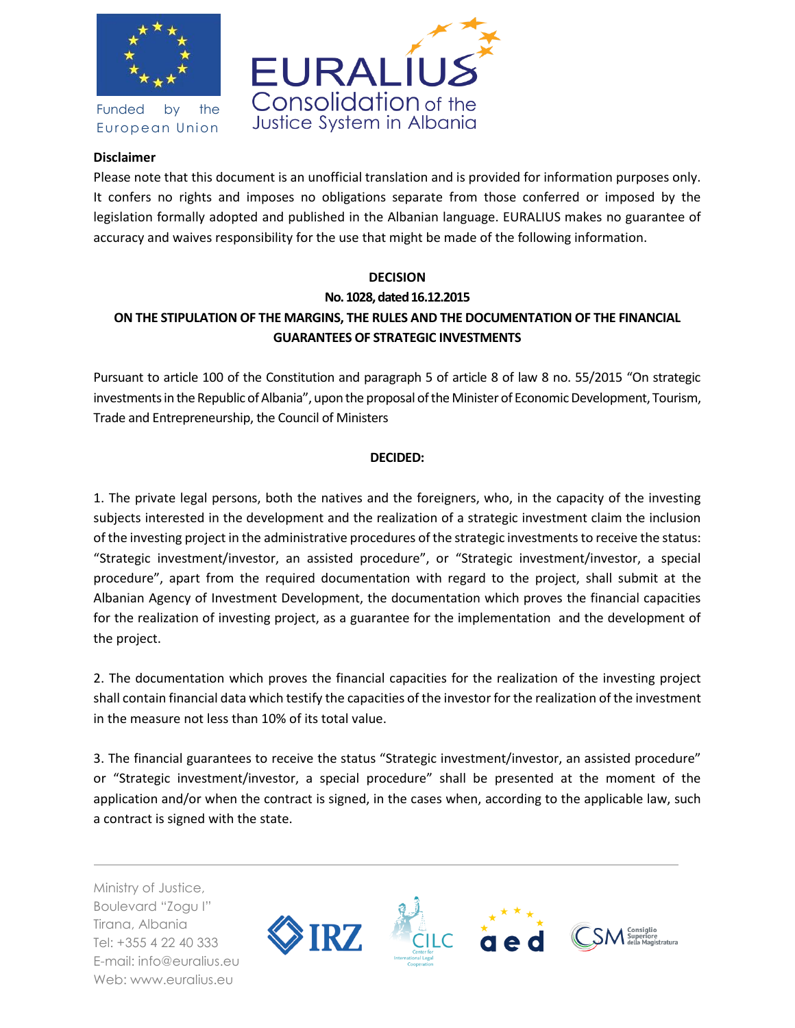Funded by the European Union

EURALIUS
Consolidation of the Justice System in Albania

**Disclaimer**

Please note that this document is an unofficial translation and is provided for information purposes only. It confers no rights and imposes no obligations separate from those conferred or imposed by the legislation formally adopted and published in the Albanian language. EURALIUS makes no guarantee of accuracy and waives responsibility for the use that might be made of the following information.

# DECISION
## No. 1028, dated 16.12.2015
## ON THE STIPULATION OF THE MARGINS, THE RULES AND THE DOCUMENTATION OF THE FINANCIAL GUARANTEES OF STRATEGIC INVESTMENTS

Pursuant to article 100 of the Constitution and paragraph 5 of article 8 of law 8 no. 55/2015 "On strategic investments in the Republic of Albania", upon the proposal of the Minister of Economic Development, Tourism, Trade and Entrepreneurship, the Council of Ministers

**DECIDED:**

1. The private legal persons, both the natives and the foreigners, who, in the capacity of the investing subjects interested in the development and the realization of a strategic investment claim the inclusion of the investing project in the administrative procedures of the strategic investments to receive the status: "Strategic investment/investor, an assisted procedure", or "Strategic investment/investor, a special procedure", apart from the required documentation with regard to the project, shall submit at the Albanian Agency of Investment Development, the documentation which proves the financial capacities for the realization of investing project, as a guarantee for the implementation and the development of the project.

2. The documentation which proves the financial capacities for the realization of the investing project shall contain financial data which testify the capacities of the investor for the realization of the investment in the measure not less than 10% of its total value.

3. The financial guarantees to receive the status "Strategic investment/investor, an assisted procedure" or "Strategic investment/investor, a special procedure" shall be presented at the moment of the application and/or when the contract is signed, in the cases when, according to the applicable law, such a contract is signed with the state.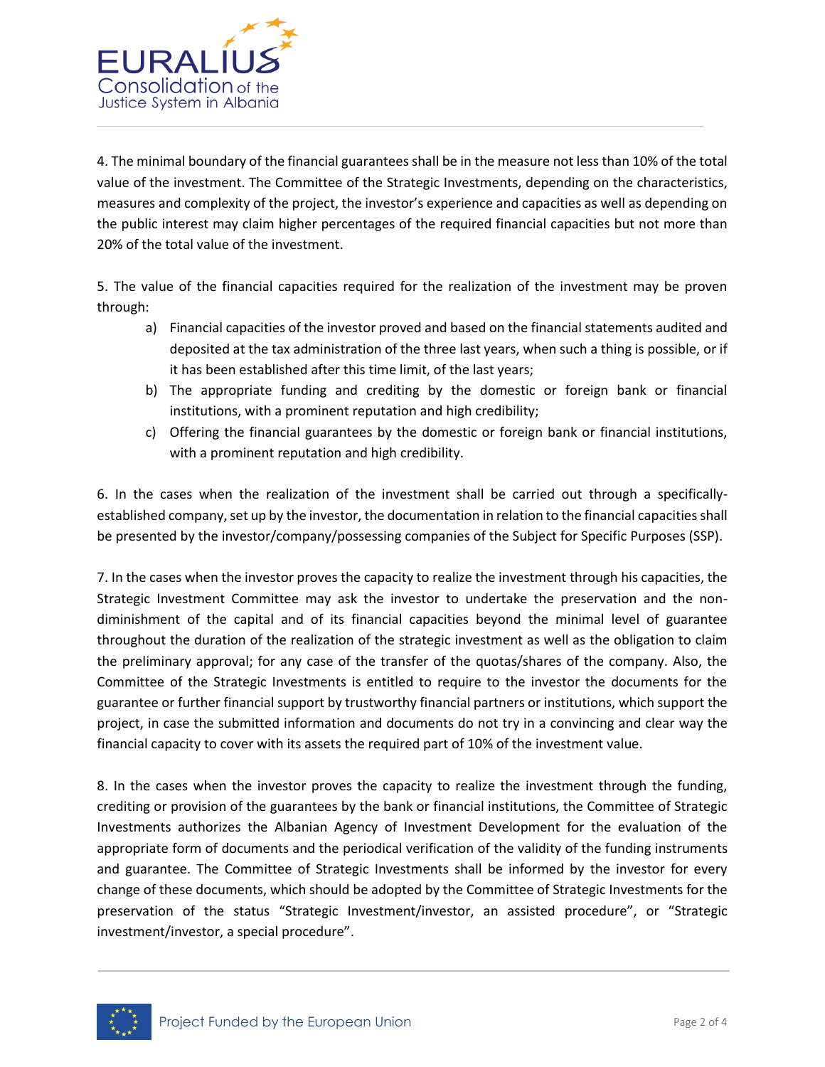4. The minimal boundary of the financial guarantees shall be in the measure not less than 10% of the total value of the investment. The Committee of the Strategic Investments, depending on the characteristics, measures and complexity of the project, the investor's experience and capacities as well as depending on the public interest may claim higher percentages of the required financial capacities but not more than 20% of the total value of the investment.

5. The value of the financial capacities required for the realization of the investment may be proven through:

a) Financial capacities of the investor proved and based on the financial statements audited and deposited at the tax administration of the three last years, when such a thing is possible, or if it has been established after this time limit, of the last years;
b) The appropriate funding and crediting by the domestic or foreign bank or financial institutions, with a prominent reputation and high credibility;
c) Offering the financial guarantees by the domestic or foreign bank or financial institutions, with a prominent reputation and high credibility.

6. In the cases when the realization of the investment shall be carried out through a specifically-established company, set up by the investor, the documentation in relation to the financial capacities shall be presented by the investor/company/possessing companies of the Subject for Specific Purposes (SSP).

7. In the cases when the investor proves the capacity to realize the investment through his capacities, the Strategic Investment Committee may ask the investor to undertake the preservation and the non-diminishment of the capital and of its financial capacities beyond the minimal level of guarantee throughout the duration of the realization of the strategic investment as well as the obligation to claim the preliminary approval; for any case of the transfer of the quotas/shares of the company. Also, the Committee of the Strategic Investments is entitled to require to the investor the documents for the guarantee or further financial support by trustworthy financial partners or institutions, which support the project, in case the submitted information and documents do not try in a convincing and clear way the financial capacity to cover with its assets the required part of 10% of the investment value.

8. In the cases when the investor proves the capacity to realize the investment through the funding, crediting or provision of the guarantees by the bank or financial institutions, the Committee of Strategic Investments authorizes the Albanian Agency of Investment Development for the evaluation of the appropriate form of documents and the periodical verification of the validity of the funding instruments and guarantee. The Committee of Strategic Investments shall be informed by the investor for every change of these documents, which should be adopted by the Committee of Strategic Investments for the preservation of the status "Strategic Investment/investor, an assisted procedure", or "Strategic investment/investor, a special procedure".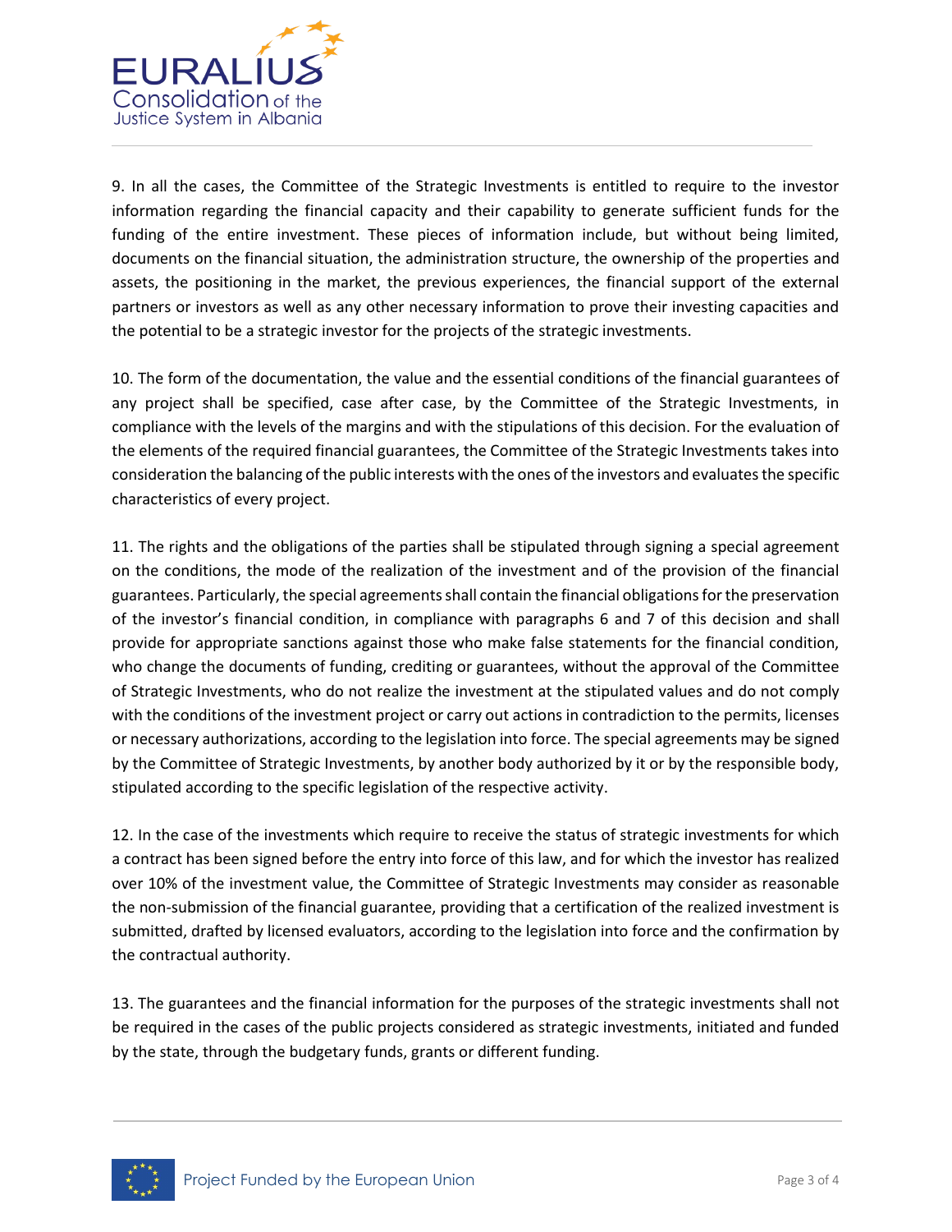9. In all the cases, the Committee of the Strategic Investments is entitled to require to the investor information regarding the financial capacity and their capability to generate sufficient funds for the funding of the entire investment. These pieces of information include, but without being limited, documents on the financial situation, the administration structure, the ownership of the properties and assets, the positioning in the market, the previous experiences, the financial support of the external partners or investors as well as any other necessary information to prove their investing capacities and the potential to be a strategic investor for the projects of the strategic investments.

10. The form of the documentation, the value and the essential conditions of the financial guarantees of any project shall be specified, case after case, by the Committee of the Strategic Investments, in compliance with the levels of the margins and with the stipulations of this decision. For the evaluation of the elements of the required financial guarantees, the Committee of the Strategic Investments takes into consideration the balancing of the public interests with the ones of the investors and evaluates the specific characteristics of every project.

11. The rights and the obligations of the parties shall be stipulated through signing a special agreement on the conditions, the mode of the realization of the investment and of the provision of the financial guarantees. Particularly, the special agreements shall contain the financial obligations for the preservation of the investor's financial condition, in compliance with paragraphs 6 and 7 of this decision and shall provide for appropriate sanctions against those who make false statements for the financial condition, who change the documents of funding, crediting or guarantees, without the approval of the Committee of Strategic Investments, who do not realize the investment at the stipulated values and do not comply with the conditions of the investment project or carry out actions in contradiction to the permits, licenses or necessary authorizations, according to the legislation into force. The special agreements may be signed by the Committee of Strategic Investments, by another body authorized by it or by the responsible body, stipulated according to the specific legislation of the respective activity.

12. In the case of the investments which require to receive the status of strategic investments for which a contract has been signed before the entry into force of this law, and for which the investor has realized over 10% of the investment value, the Committee of Strategic Investments may consider as reasonable the non-submission of the financial guarantee, providing that a certification of the realized investment is submitted, drafted by licensed evaluators, according to the legislation into force and the confirmation by the contractual authority.

13. The guarantees and the financial information for the purposes of the strategic investments shall not be required in the cases of the public projects considered as strategic investments, initiated and funded by the state, through the budgetary funds, grants or different funding.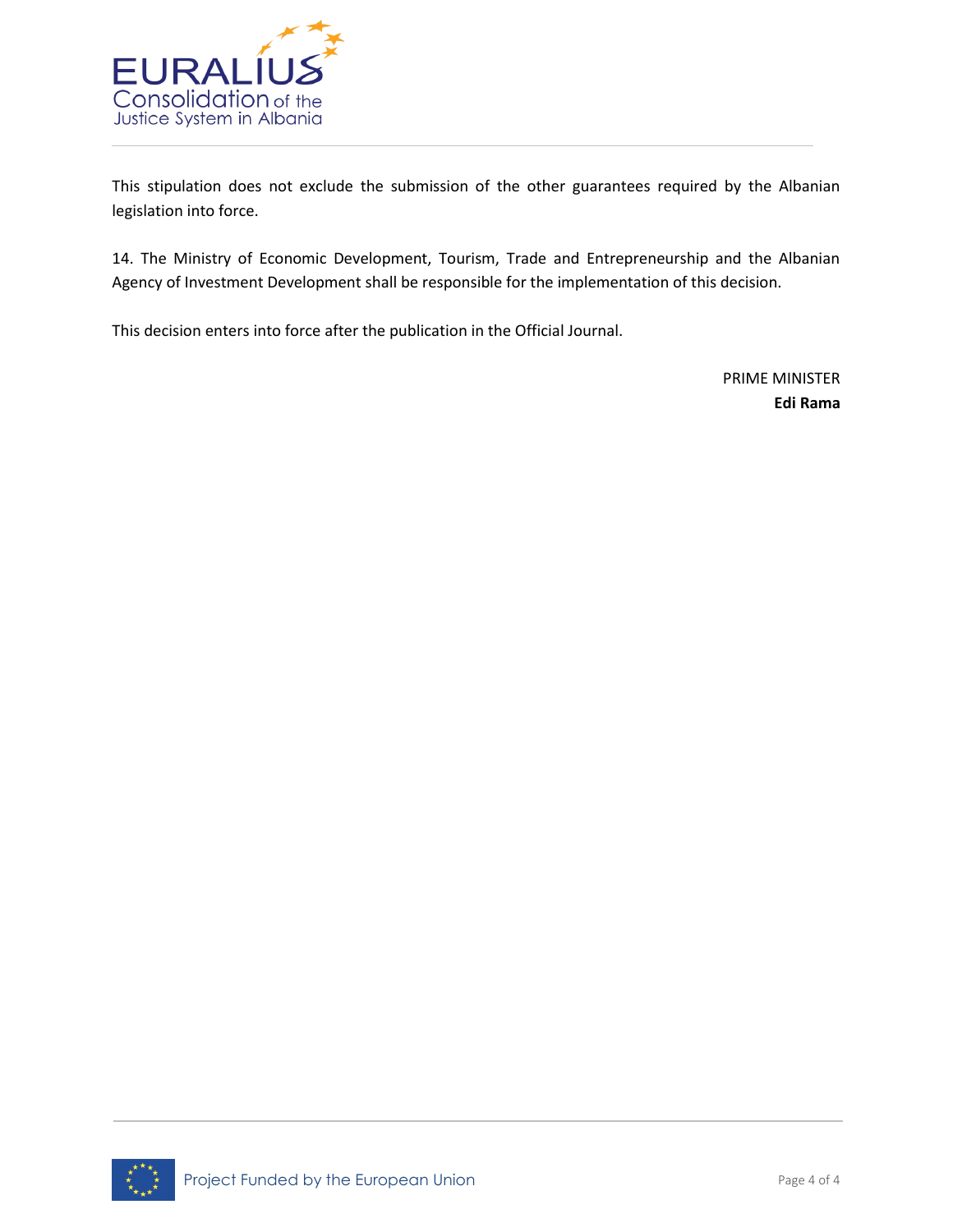This stipulation does not exclude the submission of the other guarantees required by the Albanian legislation into force.

14. The Ministry of Economic Development, Tourism, Trade and Entrepreneurship and the Albanian Agency of Investment Development shall be responsible for the implementation of this decision.

This decision enters into force after the publication in the Official Journal.

PRIME MINISTER
**Edi Rama**